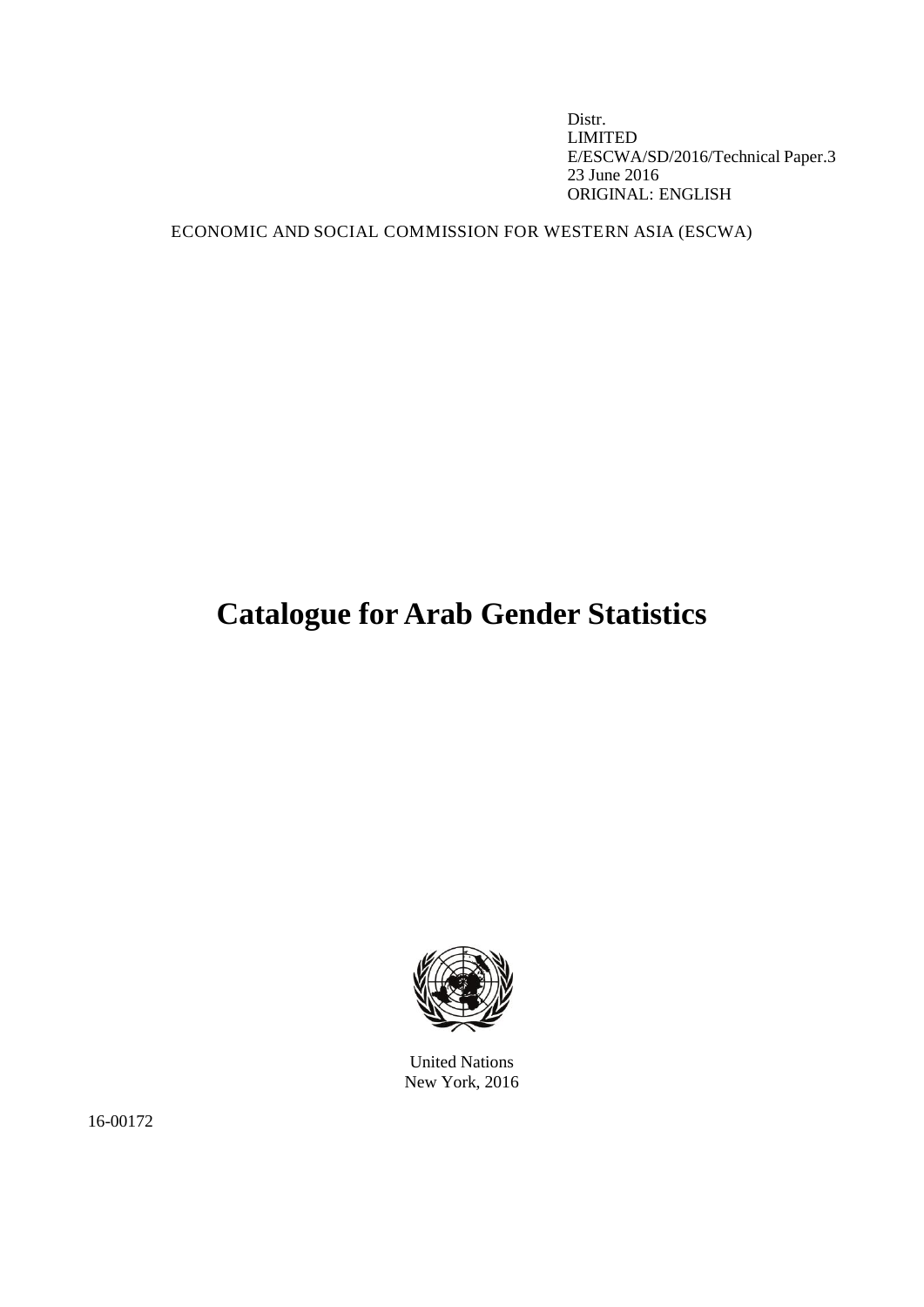Distr.
LIMITED
E/ESCWA/SD/2016/Technical Paper.3
23 June 2016
ORIGINAL: ENGLISH

ECONOMIC AND SOCIAL COMMISSION FOR WESTERN ASIA (ESCWA)

# Catalogue for Arab Gender Statistics

United Nations
New York, 2016

16-00172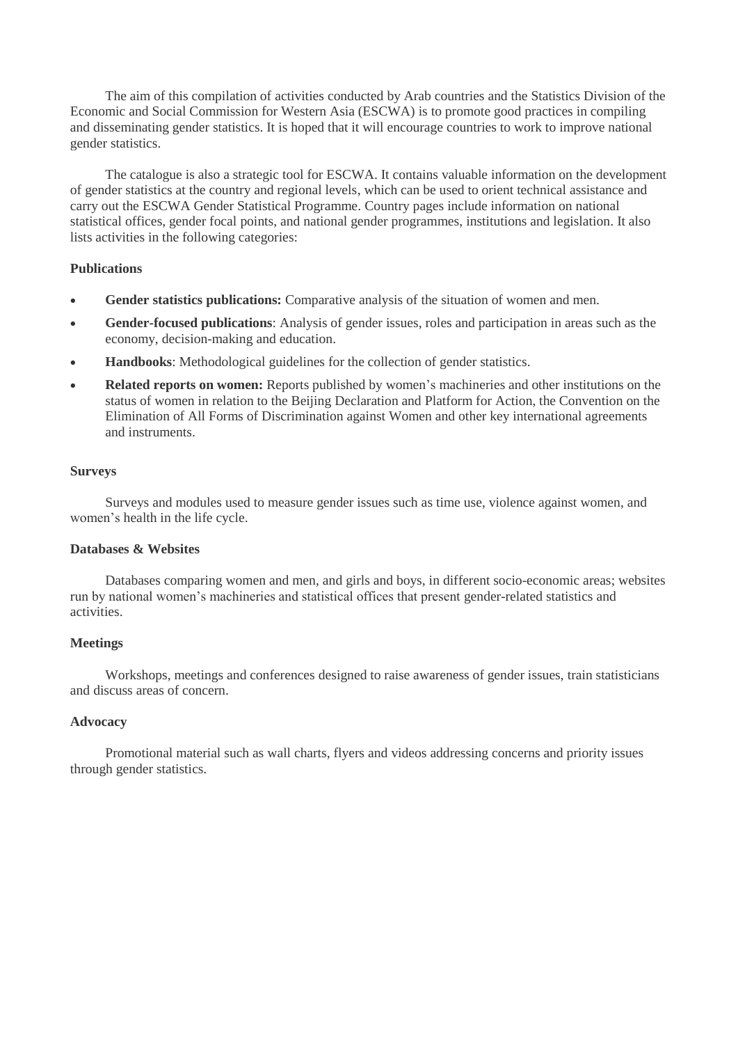The aim of this compilation of activities conducted by Arab countries and the Statistics Division of the Economic and Social Commission for Western Asia (ESCWA) is to promote good practices in compiling and disseminating gender statistics. It is hoped that it will encourage countries to work to improve national gender statistics.

The catalogue is also a strategic tool for ESCWA. It contains valuable information on the development of gender statistics at the country and regional levels, which can be used to orient technical assistance and carry out the ESCWA Gender Statistical Programme. Country pages include information on national statistical offices, gender focal points, and national gender programmes, institutions and legislation. It also lists activities in the following categories:

**Publications**

- **Gender statistics publications:** Comparative analysis of the situation of women and men.
- **Gender-focused publications**: Analysis of gender issues, roles and participation in areas such as the economy, decision-making and education.
- **Handbooks**: Methodological guidelines for the collection of gender statistics.
- **Related reports on women:** Reports published by women's machineries and other institutions on the status of women in relation to the Beijing Declaration and Platform for Action, the Convention on the Elimination of All Forms of Discrimination against Women and other key international agreements and instruments.

**Surveys**

Surveys and modules used to measure gender issues such as time use, violence against women, and women's health in the life cycle.

**Databases & Websites**

Databases comparing women and men, and girls and boys, in different socio-economic areas; websites run by national women's machineries and statistical offices that present gender-related statistics and activities.

**Meetings**

Workshops, meetings and conferences designed to raise awareness of gender issues, train statisticians and discuss areas of concern.

**Advocacy**

Promotional material such as wall charts, flyers and videos addressing concerns and priority issues through gender statistics.